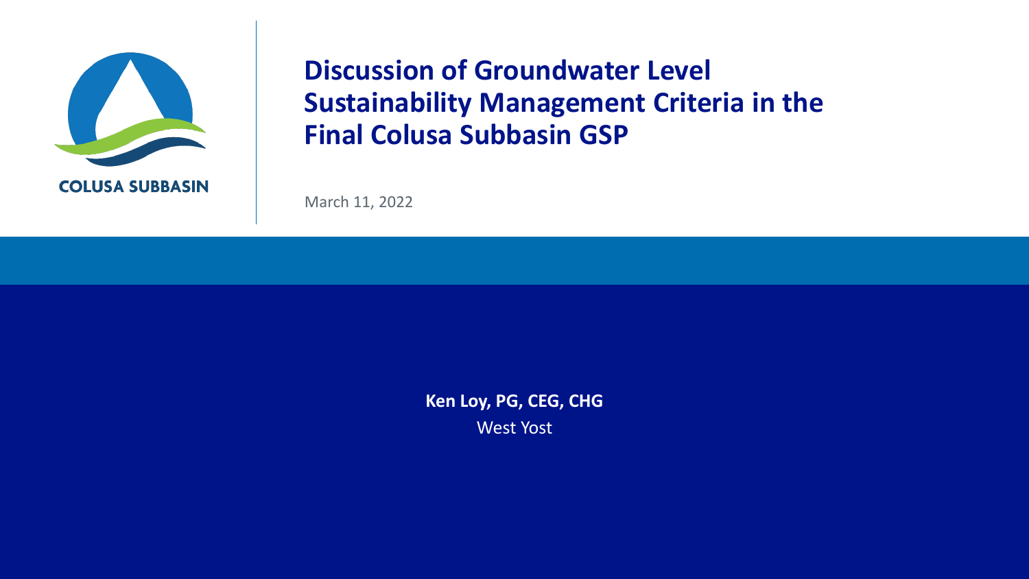COLUSA SUBBASIN

# Discussion of Groundwater Level Sustainability Management Criteria in the Final Colusa Subbasin GSP

March 11, 2022

**Ken Loy, PG, CEG, CHG**

West Yost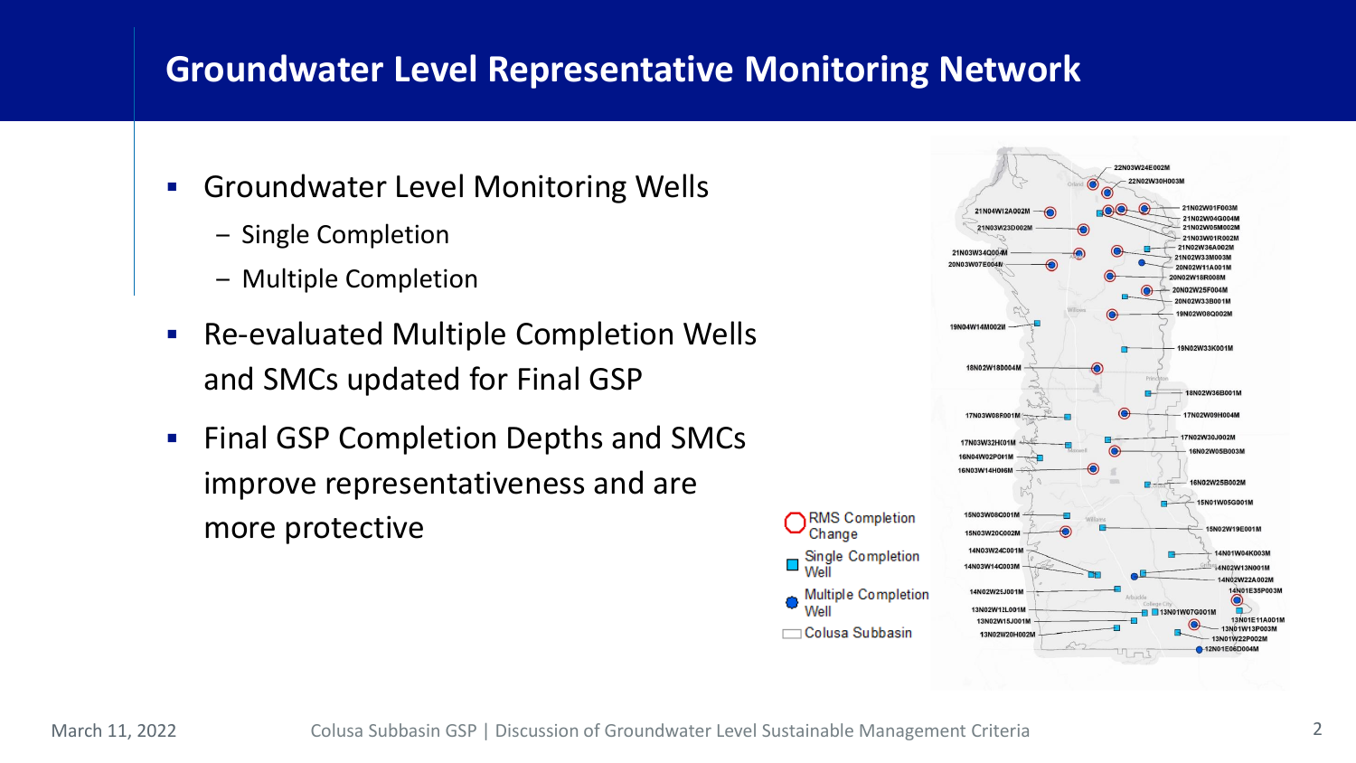# Groundwater Level Representative Monitoring Network

- Groundwater Level Monitoring Wells
  - Single Completion
  - Multiple Completion
- Re-evaluated Multiple Completion Wells and SMCs updated for Final GSP
- Final GSP Completion Depths and SMCs improve representativeness and are more protective

RMS Completion Change

Single Completion Well

Multiple Completion Well

Colusa Subbasin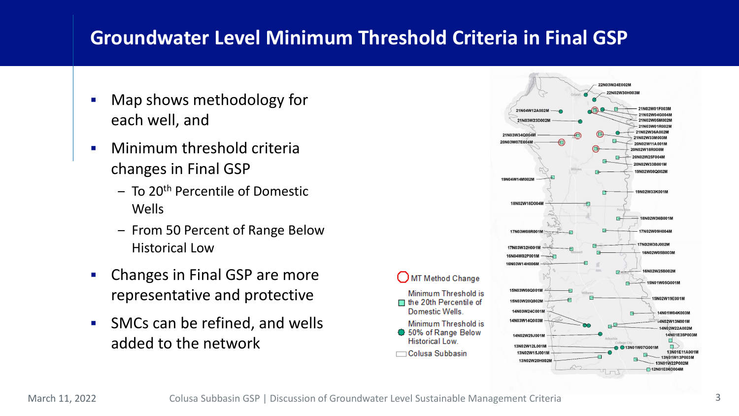# Groundwater Level Minimum Threshold Criteria in Final GSP

- Map shows methodology for each well, and
- Minimum threshold criteria changes in Final GSP
  - To 20th Percentile of Domestic Wells
  - From 50 Percent of Range Below Historical Low
- Changes in Final GSP are more representative and protective
- SMCs can be refined, and wells added to the network

MT Method Change

Minimum Threshold is the 20th Percentile of Domestic Wells.

Minimum Threshold is 50% of Range Below Historical Low.

Colusa Subbasin

22N03W24E002M
22N02W30H003M
21N04W12A002M
21N03W23D002M
21N02W01F003M
21N02W04G004M
21N02W05M002M
21N03W01R002M
21N02W36A002M
21N03W34Q004M
21N02W33M003M
20N03W07E004M
20N02W11A001M
20N02W18R008M
20N02W25F004M
20N02W33B001M
19N02W08Q002M
19N04W14M002M
19N02W33K001M
18N02W18D004M
18N02W36B001M
17N03W08R001M
17N02W09H004M
17N02W30J002M
17N03W32H001M
16N02W05B003M
16N04W02P001M
16N03W14H006M
16N02W25B002M
15N01W05G001M
15N03W08Q001M
15N02W19E001M
15N03W20Q002M
14N03W24C001M
14N01W04K003M
14N03W14Q003M
14N02W13N001M
14N02W22A002M
14N02W29J001M
14N01E35P003M
13N02W12L001M
13N01W07G001M
13N02W15J001M
13N01E11A001M
13N01W13P003M
13N02W20H002M
13N01W22P002M
12N01E06D004M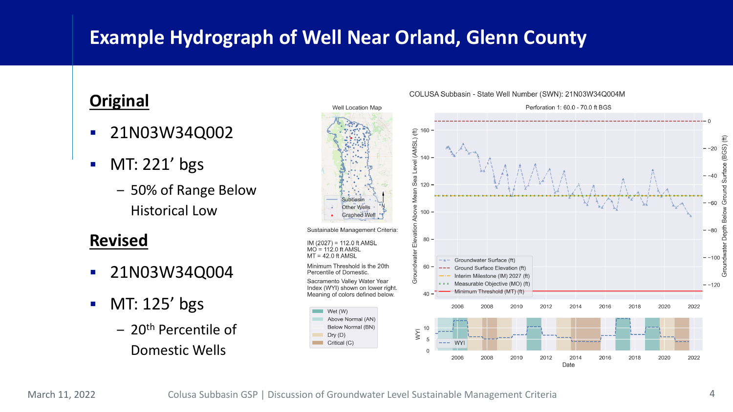# Example Hydrograph of Well Near Orland, Glenn County

## Original

- 21N03W34Q002
- MT: 221' bgs
  - 50% of Range Below Historical Low

## Revised

- 21N03W34Q004
- MT: 125' bgs
  - 20th Percentile of Domestic Wells

COLUSA Subbasin - State Well Number (SWN): 21N03W34Q004M

Perforation 1: 60.0 - 70.0 ft BGS

Well Location Map

Sustainable Management Criteria:

IM (2027) = 112.0 ft AMSL
MO = 112.0 ft AMSL
MT = 42.0 ft AMSL

Minimum Threshold is the 20th Percentile of Domestic.

Sacramento Valley Water Year Index (WYI) shown on lower right. Meaning of colors defined below.

Wet (W)
Above Normal (AN)
Below Normal (BN)
Dry (D)
Critical (C)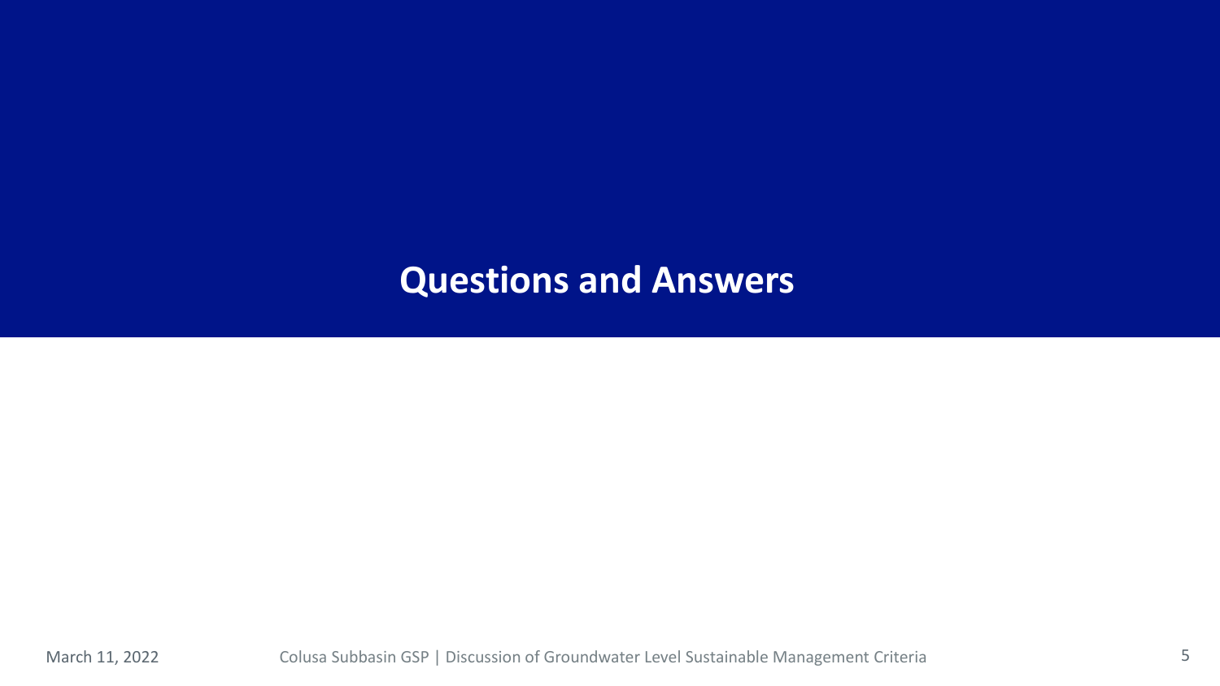# Questions and Answers